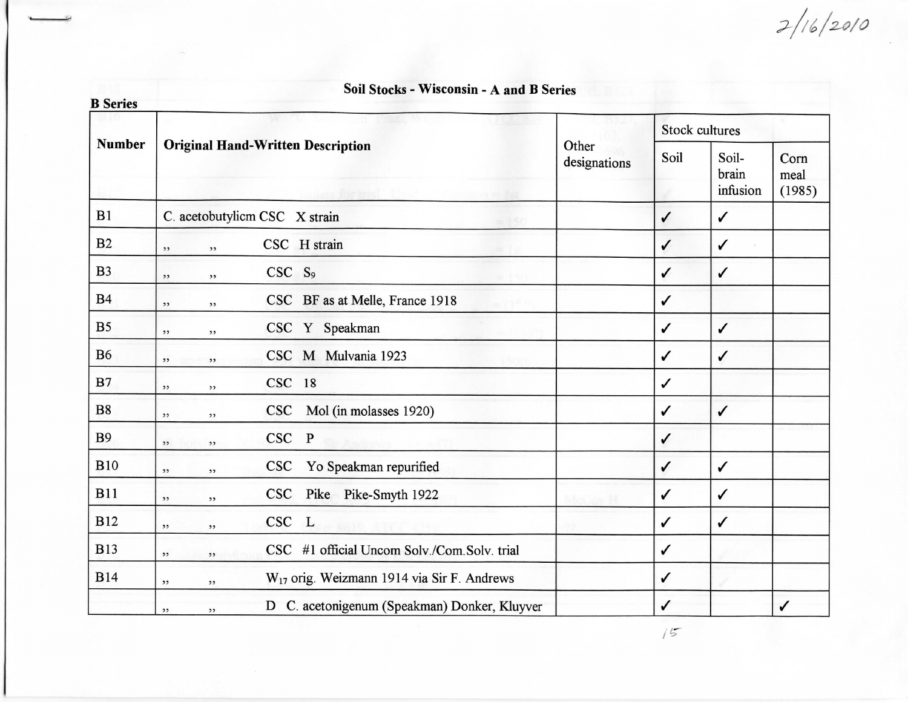2/16/2010

# Soil Stocks - Wisconsin - A and B Series

**B Series**

| Number | Original Hand-Written Description | Other designations | Stock cultures | | |
|---|---|---|---|---|---|
| | | | Soil | Soil-brain infusion | Corn meal (1985) |
| B1 | C. acetobutylicm CSC X strain | | ✓ | ✓ | |
| B2 | ,, ,, CSC H strain | | ✓ | ✓ | |
| B3 | ,, ,, CSC $S_9$ | | ✓ | ✓ | |
| B4 | ,, ,, CSC BF as at Melle, France 1918 | | ✓ | | |
| B5 | ,, ,, CSC Y Speakman | | ✓ | ✓ | |
| B6 | ,, ,, CSC M Mulvania 1923 | | ✓ | ✓ | |
| B7 | ,, ,, CSC 18 | | ✓ | | |
| B8 | ,, ,, CSC Mol (in molasses 1920) | | ✓ | ✓ | |
| B9 | ,, ,, CSC P | | ✓ | | |
| B10 | ,, ,, CSC Yo Speakman repurified | | ✓ | ✓ | |
| B11 | ,, ,, CSC Pike Pike-Smyth 1922 | | ✓ | ✓ | |
| B12 | ,, ,, CSC L | | ✓ | ✓ | |
| B13 | ,, ,, CSC #1 official Uncom Solv./Com.Solv. trial | | ✓ | | |
| B14 | ,, ,, $W_{17}$ orig. Weizmann 1914 via Sir F. Andrews | | ✓ | | |
| | ,, ,, D C. acetonigenum (Speakman) Donker, Kluyver | | ✓ | | ✓ |

15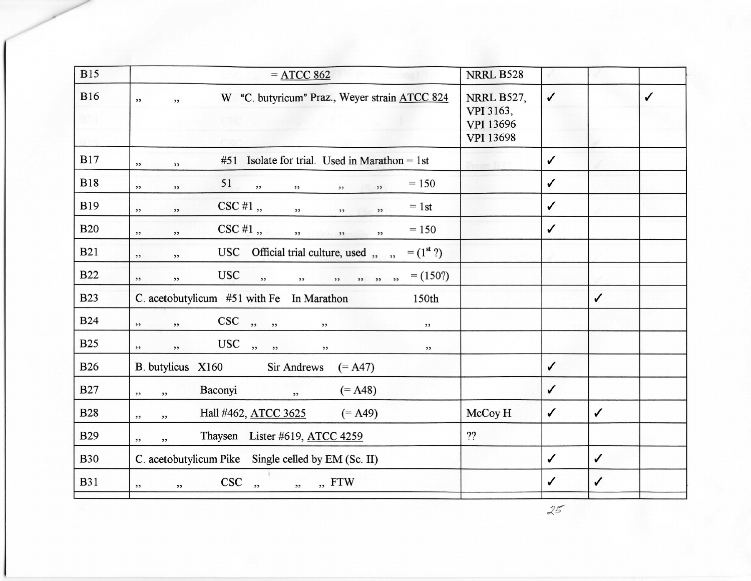| B15 | = ATCC 862 | NRRL B528 | | | |
|---|---|---|---|---|---|
| B16 | ,, ,, W "C. butyricum" Praz., Weyer strain ATCC 824 | NRRL B527, VPI 3163, VPI 13696 VPI 13698 | ✓ | | ✓ |
| B17 | ,, ,, #51 Isolate for trial. Used in Marathon = 1st | | ✓ | | |
| B18 | ,, ,, 51 ,, ,, ,, ,, = 150 | | ✓ | | |
| B19 | ,, ,, CSC #1 ,, ,, ,, ,, = 1st | | ✓ | | |
| B20 | ,, ,, CSC #1 ,, ,, ,, ,, = 150 | | ✓ | | |
| B21 | ,, ,, USC Official trial culture, used ,, ,, = (1st ?) | | | | |
| B22 | ,, ,, USC ,, ,, ,, ,, ,, ,, = (150?) | | | | |
| B23 | C. acetobutylicum #51 with Fe In Marathon 150th | | | ✓ | |
| B24 | ,, ,, CSC ,, ,, ,, ,, | | | | |
| B25 | ,, ,, USC ,, ,, ,, ,, | | | | |
| B26 | B. butylicus X160 Sir Andrews (= A47) | | ✓ | | |
| B27 | ,, ,, Baconyi ,, (= A48) | | ✓ | | |
| B28 | ,, ,, Hall #462, ATCC 3625 (= A49) | McCoy H | ✓ | ✓ | |
| B29 | ,, ,, Thaysen Lister #619, ATCC 4259 | ?? | | | |
| B30 | C. acetobutylicum Pike Single celled by EM (Sc. II) | | ✓ | ✓ | |
| B31 | ,, ,, CSC ,, ,, ,, FTW | | ✓ | ✓ | |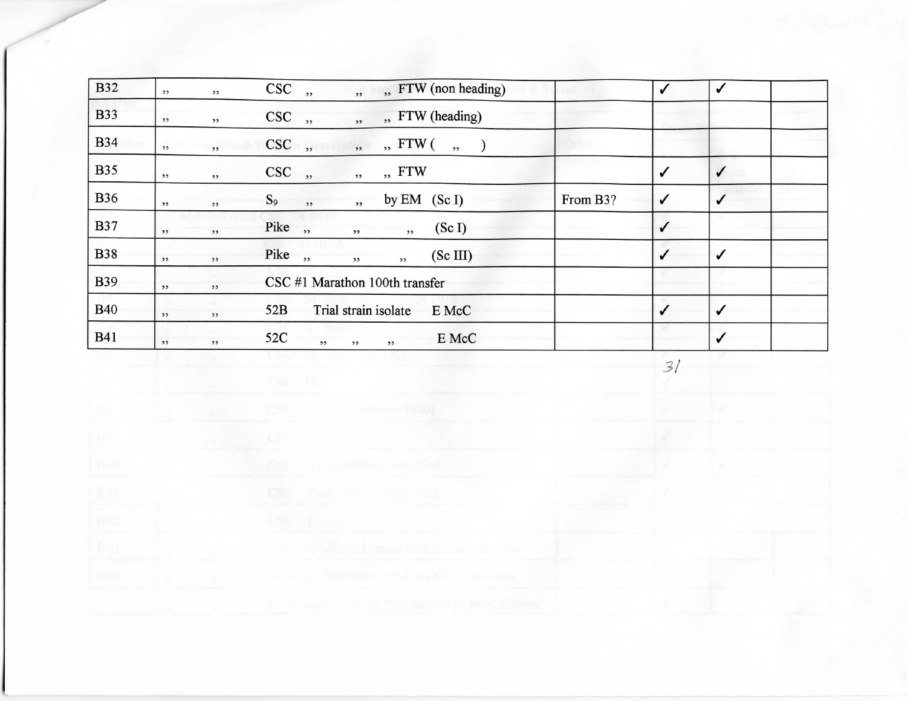| | | | | | | | |
|---|---|---|---|---|---|---|---|
| B32 | ,, | ,, | CSC ,, ,, ,, FTW (non heading) | | ✓ | ✓ | |
| B33 | ,, | ,, | CSC ,, ,, ,, FTW (heading) | | | | |
| B34 | ,, | ,, | CSC ,, ,, ,, FTW ( ,, ) | | | | |
| B35 | ,, | ,, | CSC ,, ,, ,, FTW | | ✓ | ✓ | |
| B36 | ,, | ,, | $S_9$ ,, ,, by EM (Sc I) | From B3? | ✓ | ✓ | |
| B37 | ,, | ,, | Pike ,, ,, ,, (Sc I) | | ✓ | | |
| B38 | ,, | ,, | Pike ,, ,, ,, (Sc III) | | ✓ | ✓ | |
| B39 | ,, | ,, | CSC #1 Marathon 100th transfer | | | | |
| B40 | ,, | ,, | 52B Trial strain isolate E McC | | ✓ | ✓ | |
| B41 | ,, | ,, | 52C ,, ,, ,, E McC | | | ✓ | |

31